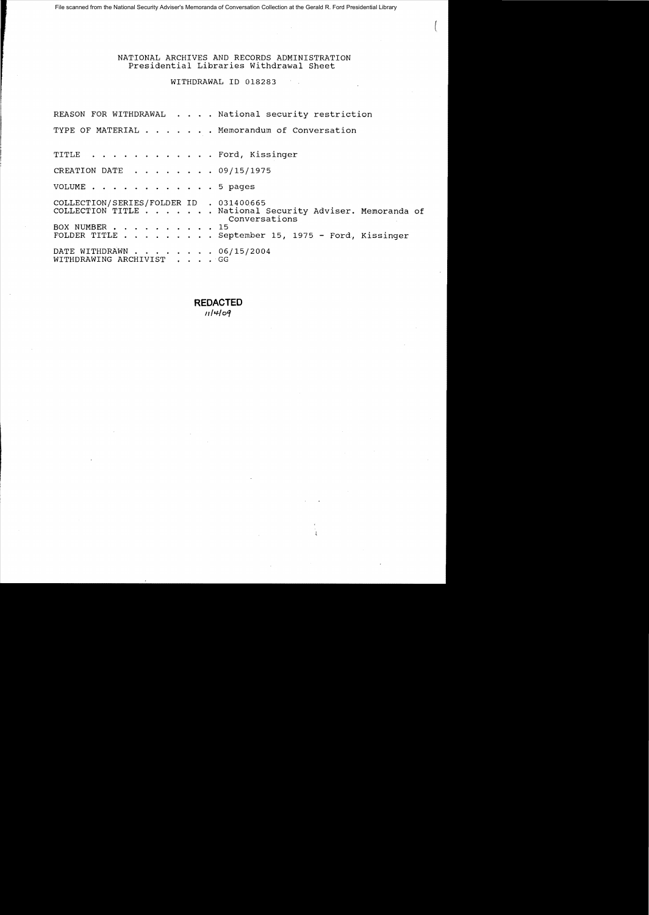File scanned from the National Security Adviser's Memoranda of Conversation Collection at the Gerald R. Ford Presidential Library

NATIONAL ARCHIVES AND RECORDS ADMINISTRATION
Presidential Libraries Withdrawal Sheet

WITHDRAWAL ID 018283

REASON FOR WITHDRAWAL . . . . National security restriction

TYPE OF MATERIAL . . . . . . . Memorandum of Conversation

TITLE . . . . . . . . . . . . Ford, Kissinger

CREATION DATE . . . . . . . . 09/15/1975

VOLUME . . . . . . . . . . . . 5 pages

COLLECTION/SERIES/FOLDER ID . 031400665
COLLECTION TITLE . . . . . . . National Security Adviser. Memoranda of Conversations
BOX NUMBER . . . . . . . . . . 15
FOLDER TITLE . . . . . . . . . September 15, 1975 - Ford, Kissinger

DATE WITHDRAWN . . . . . . . . 06/15/2004
WITHDRAWING ARCHIVIST . . . . GG

**REDACTED**
11/4/09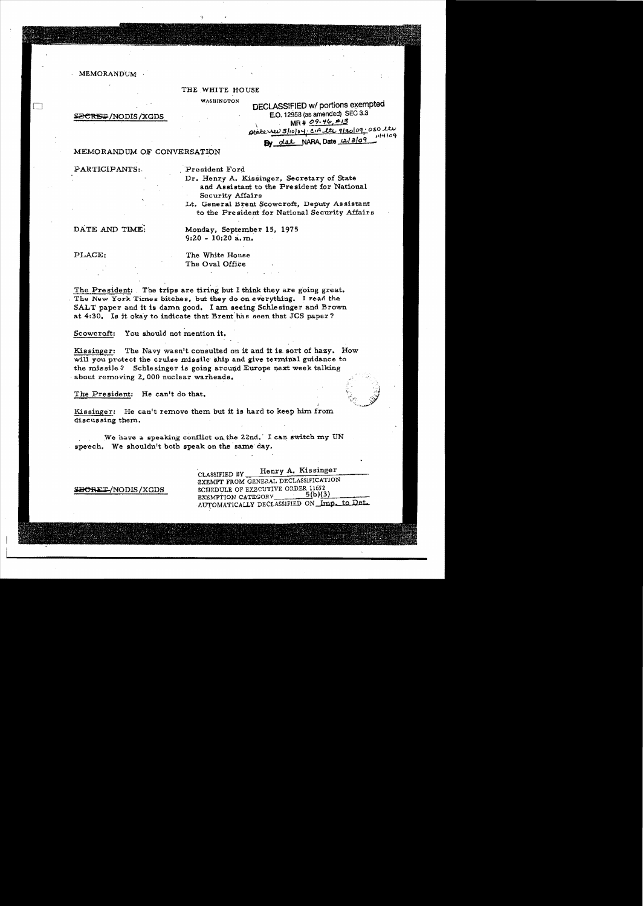MEMORANDUM

THE WHITE HOUSE

WASHINGTON

~~SECRET~~/NODIS/XGDS

DECLASSIFIED w/ portions exempted
E.O. 12958 (as amended) SEC 3.3
MR # 09-46, #13
State rev 3/10/04; CIA ltr 9/30/09; OSD ltr 11/4/09
By dal NARA, Date 12/3/09

MEMORANDUM OF CONVERSATION

PARTICIPANTS: President Ford
Dr. Henry A. Kissinger, Secretary of State and Assistant to the President for National Security Affairs
Lt. General Brent Scowcroft, Deputy Assistant to the President for National Security Affairs

DATE AND TIME: Monday, September 15, 1975
9:20 - 10:20 a.m.

PLACE: The White House
The Oval Office

The President: The trips are tiring but I think they are going great. The New York Times bitches, but they do on everything. I read the SALT paper and it is damn good. I am seeing Schlesinger and Brown at 4:30. Is it okay to indicate that Brent has seen that JCS paper?

Scowcroft: You should not mention it.

Kissinger: The Navy wasn't consulted on it and it is sort of hazy. How will you protect the cruise missile ship and give terminal guidance to the missile? Schlesinger is going around Europe next week talking about removing 2,000 nuclear warheads.

The President: He can't do that.

Kissinger: He can't remove them but it is hard to keep him from discussing them.

We have a speaking conflict on the 22nd. I can switch my UN speech. We shouldn't both speak on the same day.

~~SECRET~~/NODIS/XGDS

CLASSIFIED BY Henry A. Kissinger
EXEMPT FROM GENERAL DECLASSIFICATION
SCHEDULE OF EXECUTIVE ORDER 11652
EXEMPTION CATEGORY 5(b)(3)
AUTOMATICALLY DECLASSIFIED ON Imp. to Det.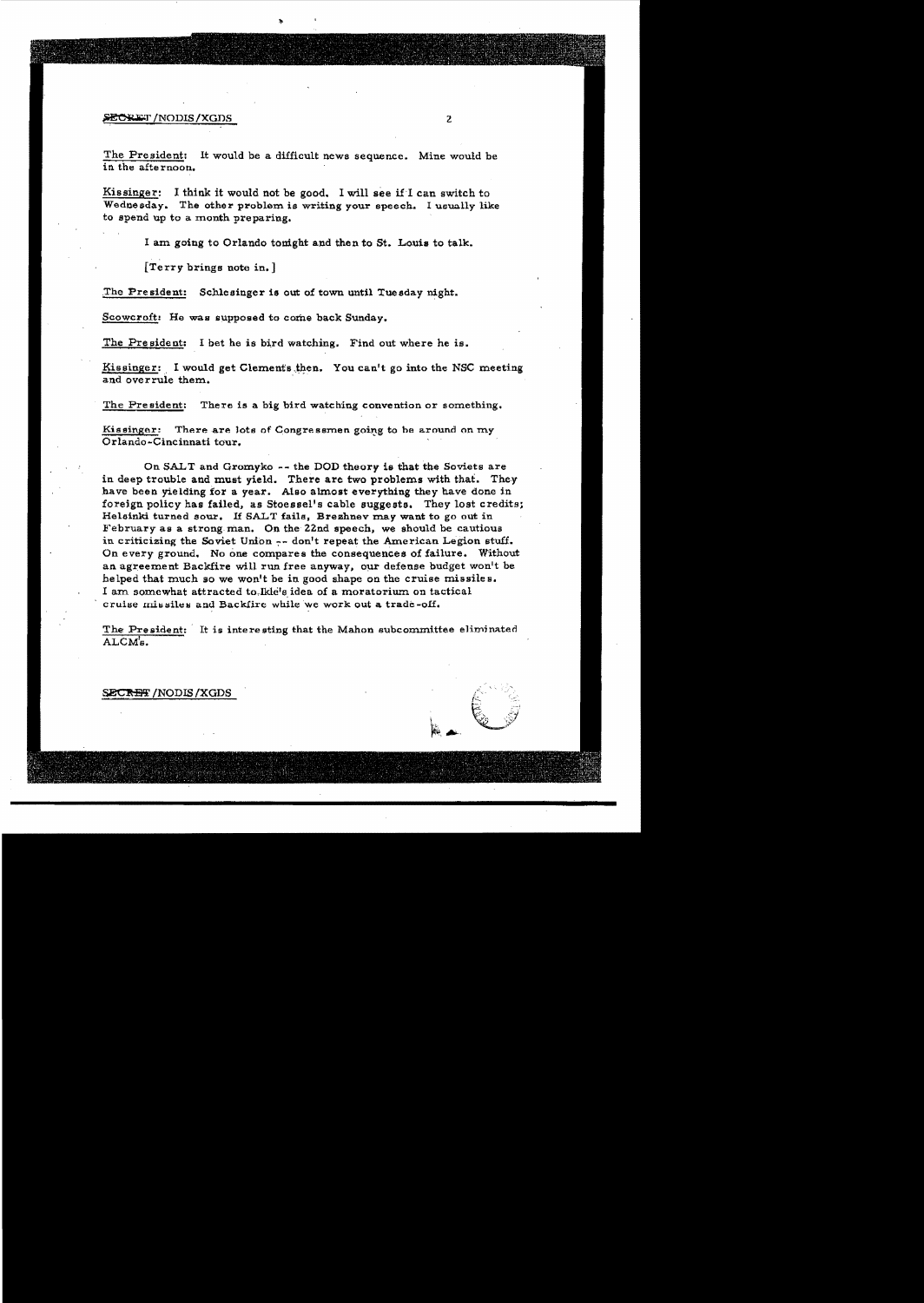The President: It would be a difficult news sequence. Mine would be in the afternoon.

Kissinger: I think it would not be good. I will see if I can switch to Wednesday. The other problem is writing your speech. I usually like to spend up to a month preparing.

I am going to Orlando tonight and then to St. Louis to talk.

[Terry brings note in.]

The President: Schlesinger is out of town until Tuesday night.

Scowcroft: He was supposed to come back Sunday.

The President: I bet he is bird watching. Find out where he is.

Kissinger: I would get Clements then. You can't go into the NSC meeting and overrule them.

The President: There is a big bird watching convention or something.

Kissinger: There are lots of Congressmen going to be around on my Orlando-Cincinnati tour.

On SALT and Gromyko -- the DOD theory is that the Soviets are in deep trouble and must yield. There are two problems with that. They have been yielding for a year. Also almost everything they have done in foreign policy has failed, as Stoessel's cable suggests. They lost credits; Helsinki turned sour. If SALT fails, Brezhnev may want to go out in February as a strong man. On the 22nd speech, we should be cautious in criticizing the Soviet Union -- don't repeat the American Legion stuff. On every ground. No one compares the consequences of failure. Without an agreement Backfire will run free anyway, our defense budget won't be helped that much so we won't be in good shape on the cruise missiles. I am somewhat attracted to Ikle's idea of a moratorium on tactical cruise missiles and Backfire while we work out a trade-off.

The President: It is interesting that the Mahon subcommittee eliminated ALCM's.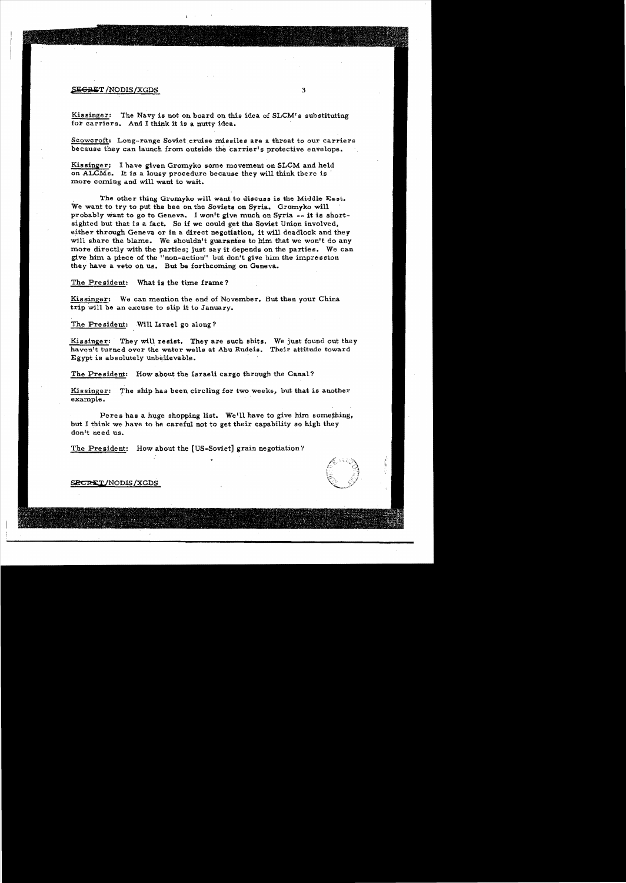Kissinger: The Navy is not on board on this idea of SLCM's substituting for carriers. And I think it is a nutty idea.

Scowcroft: Long-range Soviet cruise missiles are a threat to our carriers because they can launch from outside the carrier's protective envelope.

Kissinger: I have given Gromyko some movement on SLCM and held on ALCMs. It is a lousy procedure because they will think there is more coming and will want to wait.

The other thing Gromyko will want to discuss is the Middle East. We want to try to put the bee on the Soviets on Syria. Gromyko will probably want to go to Geneva. I won't give much on Syria -- it is short-sighted but that is a fact. So if we could get the Soviet Union involved, either through Geneva or in a direct negotiation, it will deadlock and they will share the blame. We shouldn't guarantee to him that we won't do any more directly with the parties; just say it depends on the parties. We can give him a piece of the "non-action" but don't give him the impression they have a veto on us. But be forthcoming on Geneva.

The President: What is the time frame?

Kissinger: We can mention the end of November. But then your China trip will be an excuse to slip it to January.

The President: Will Israel go along?

Kissinger: They will resist. They are such shits. We just found out they haven't turned over the water wells at Abu Rudeis. Their attitude toward Egypt is absolutely unbelievable.

The President: How about the Israeli cargo through the Canal?

Kissinger: The ship has been circling for two weeks, but that is another example.

Peres has a huge shopping list. We'll have to give him something, but I think we have to be careful not to get their capability so high they don't need us.

The President: How about the [US-Soviet] grain negotiation?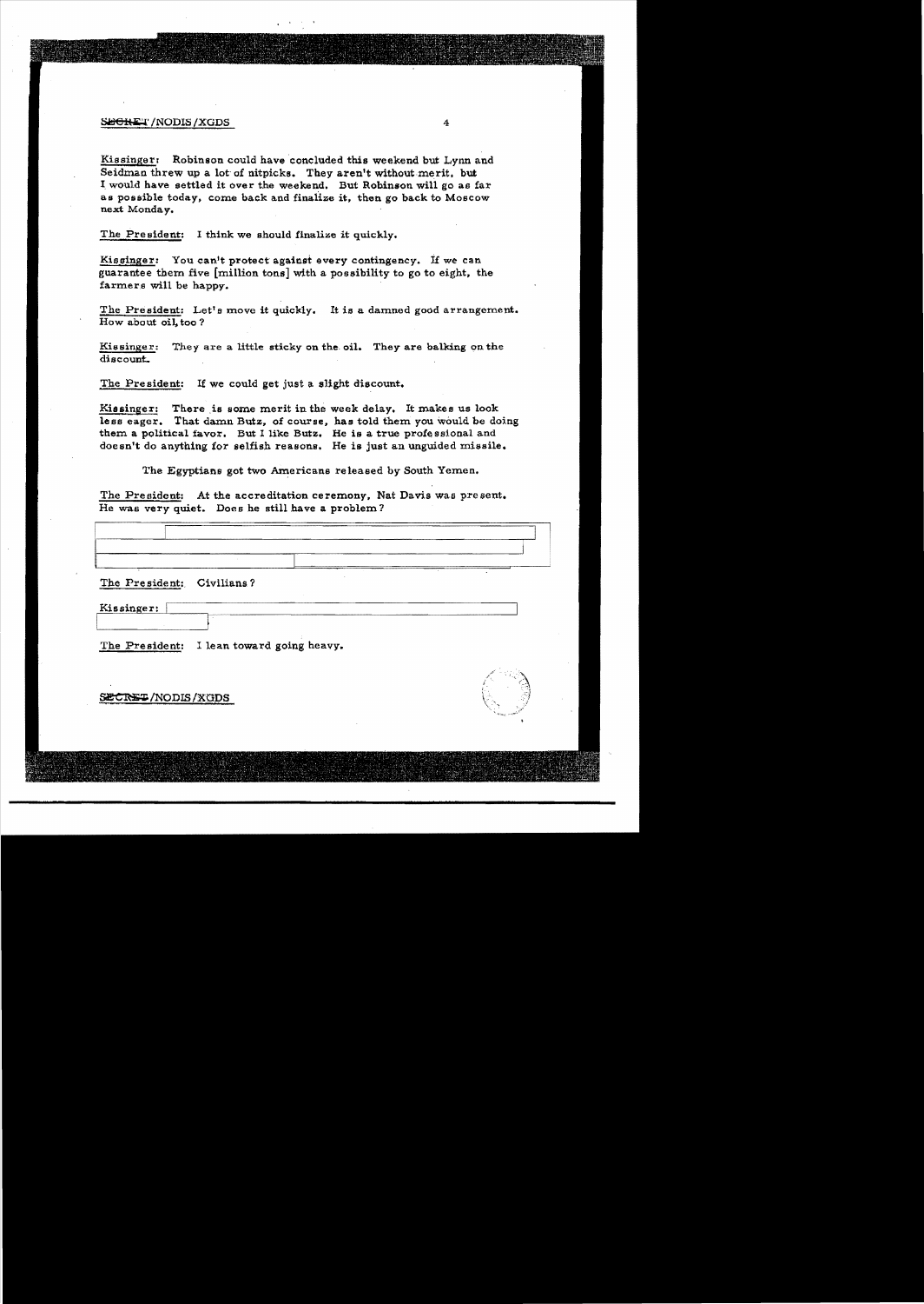Kissinger: Robinson could have concluded this weekend but Lynn and Seidman threw up a lot of nitpicks. They aren't without merit, but I would have settled it over the weekend. But Robinson will go as far as possible today, come back and finalize it, then go back to Moscow next Monday.

The President: I think we should finalize it quickly.

Kissinger: You can't protect against every contingency. If we can guarantee them five [million tons] with a possibility to go to eight, the farmers will be happy.

The President: Let's move it quickly. It is a damned good arrangement. How about oil, too?

Kissinger: They are a little sticky on the oil. They are balking on the discount.

The President: If we could get just a slight discount.

Kissinger: There is some merit in the week delay. It makes us look less eager. That damn Butz, of course, has told them you would be doing them a political favor. But I like Butz. He is a true professional and doesn't do anything for selfish reasons. He is just an unguided missile.

The Egyptians got two Americans released by South Yemen.

The President: At the accreditation ceremony, Nat Davis was present. He was very quiet. Does he still have a problem?

The President: Civilians?

Kissinger:

The President: I lean toward going heavy.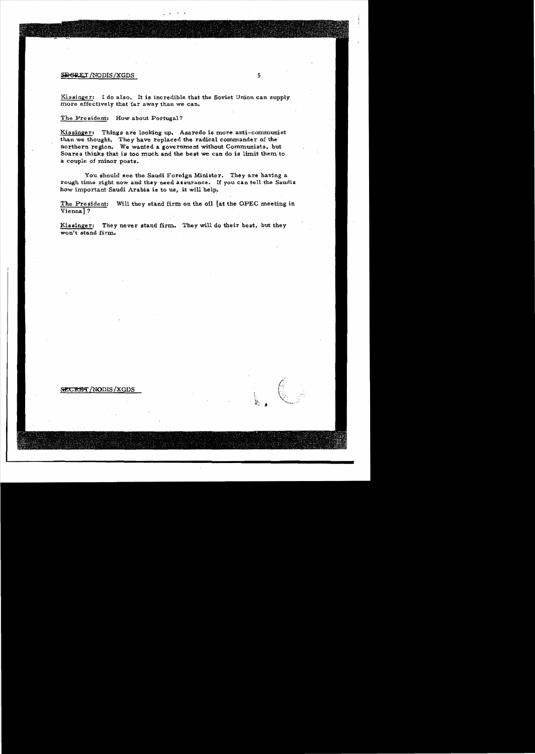Kissinger: I do also. It is incredible that the Soviet Union can supply more effectively that far away than we can.

The President: How about Portugal?

Kissinger: Things are looking up. Azaredo is more anti-communist than we thought. They have replaced the radical commander of the northern region. We wanted a government without Communists, but Soares thinks that is too much and the best we can do is limit them to a couple of minor posts.

You should see the Saudi Foreign Minister. They are having a rough time right now and they need assurance. If you can tell the Saudis how important Saudi Arabia is to us, it will help.

The President: Will they stand firm on the oil [at the OPEC meeting in Vienna]?

Kissinger: They never stand firm. They will do their best, but they won't stand firm.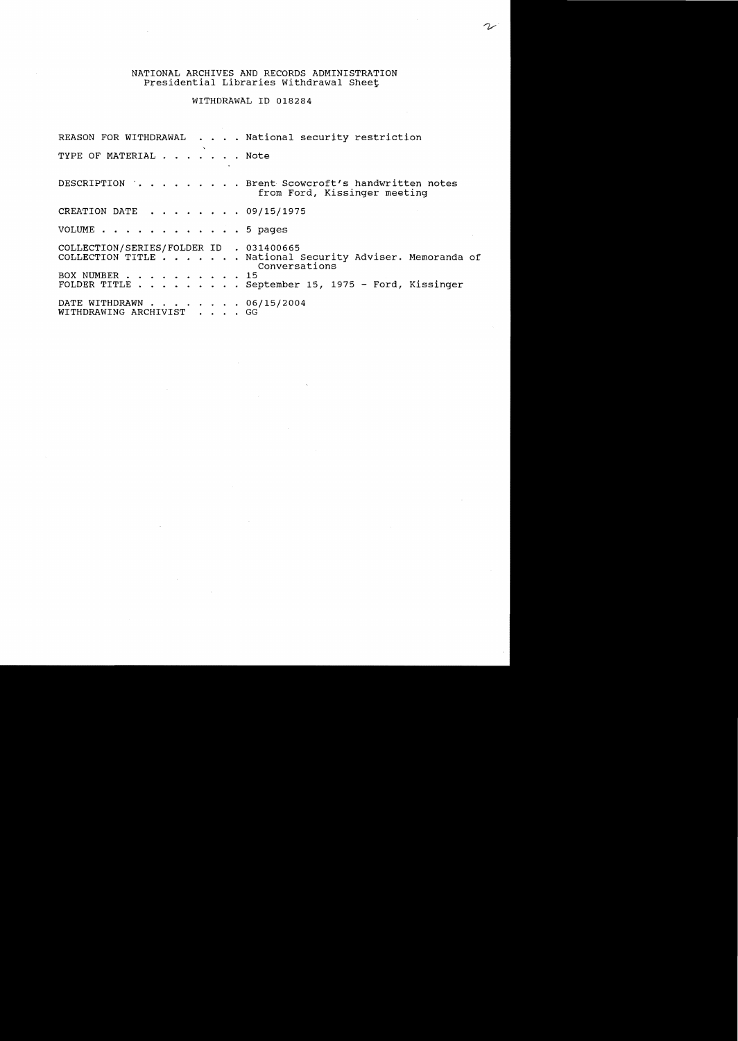NATIONAL ARCHIVES AND RECORDS ADMINISTRATION
Presidential Libraries Withdrawal Sheet

WITHDRAWAL ID 018284

REASON FOR WITHDRAWAL . . . . National security restriction

TYPE OF MATERIAL . . . . . . . Note

DESCRIPTION . . . . . . . . . Brent Scowcroft's handwritten notes from Ford, Kissinger meeting

CREATION DATE . . . . . . . . 09/15/1975

VOLUME . . . . . . . . . . . . 5 pages

COLLECTION/SERIES/FOLDER ID . 031400665
COLLECTION TITLE . . . . . . . National Security Adviser. Memoranda of Conversations
BOX NUMBER . . . . . . . . . . 15
FOLDER TITLE . . . . . . . . . September 15, 1975 - Ford, Kissinger

DATE WITHDRAWN . . . . . . . . 06/15/2004
WITHDRAWING ARCHIVIST . . . . GG